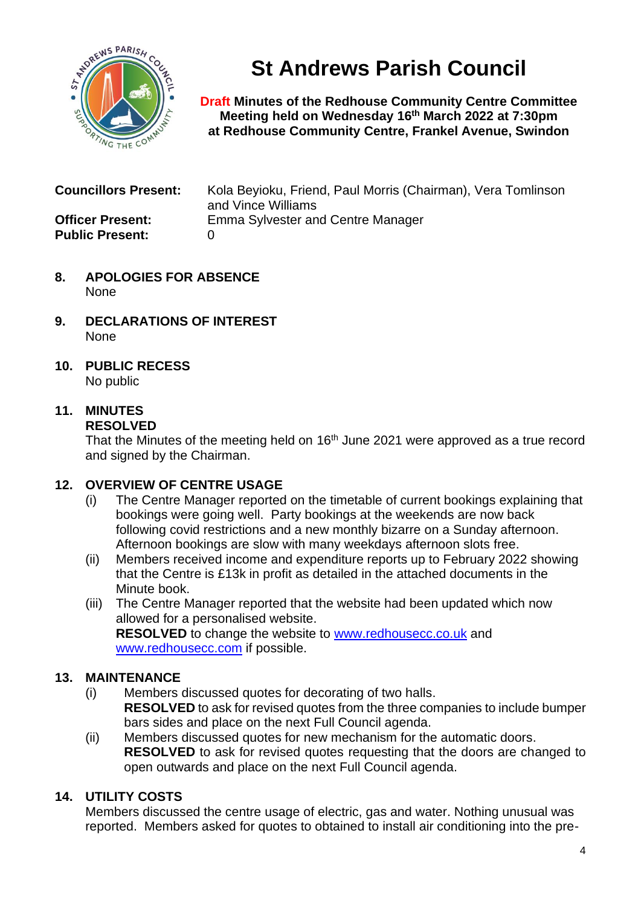# St Andrews Parish Council

**Draft Minutes of the Redhouse Community Centre Committee Meeting held on Wednesday 16th March 2022 at 7:30pm at Redhouse Community Centre, Frankel Avenue, Swindon**

**Councillors Present:** Kola Beyioku, Friend, Paul Morris (Chairman), Vera Tomlinson and Vince Williams
**Officer Present:** Emma Sylvester and Centre Manager
**Public Present:** 0

## 8. APOLOGIES FOR ABSENCE

None

## 9. DECLARATIONS OF INTEREST

None

## 10. PUBLIC RECESS

No public

## 11. MINUTES

**RESOLVED**
That the Minutes of the meeting held on 16th June 2021 were approved as a true record and signed by the Chairman.

## 12. OVERVIEW OF CENTRE USAGE

(i) The Centre Manager reported on the timetable of current bookings explaining that bookings were going well. Party bookings at the weekends are now back following covid restrictions and a new monthly bizarre on a Sunday afternoon. Afternoon bookings are slow with many weekdays afternoon slots free.

(ii) Members received income and expenditure reports up to February 2022 showing that the Centre is £13k in profit as detailed in the attached documents in the Minute book.

(iii) The Centre Manager reported that the website had been updated which now allowed for a personalised website.
**RESOLVED** to change the website to www.redhousecc.co.uk and www.redhousecc.com if possible.

## 13. MAINTENANCE

(i) Members discussed quotes for decorating of two halls.
**RESOLVED** to ask for revised quotes from the three companies to include bumper bars sides and place on the next Full Council agenda.

(ii) Members discussed quotes for new mechanism for the automatic doors.
**RESOLVED** to ask for revised quotes requesting that the doors are changed to open outwards and place on the next Full Council agenda.

## 14. UTILITY COSTS

Members discussed the centre usage of electric, gas and water. Nothing unusual was reported. Members asked for quotes to obtained to install air conditioning into the pre-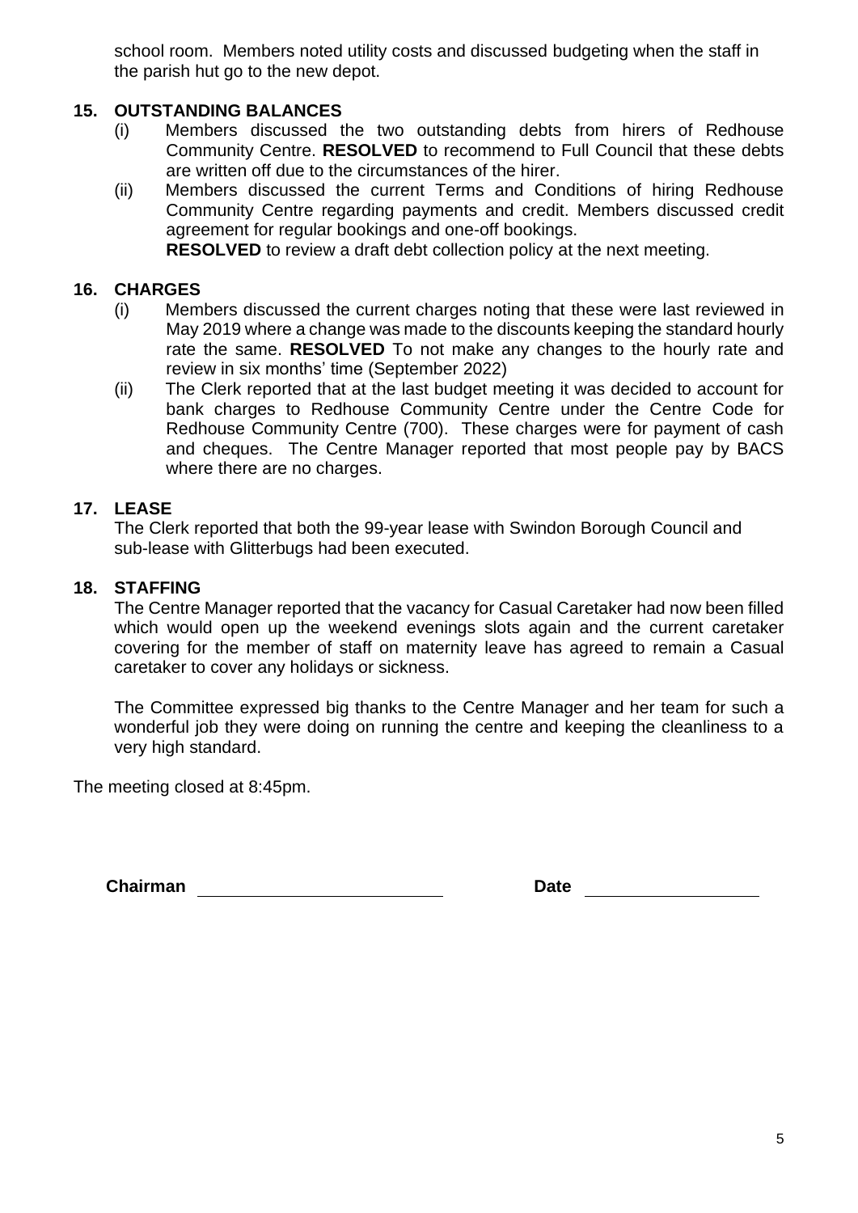school room. Members noted utility costs and discussed budgeting when the staff in the parish hut go to the new depot.

## 15. OUTSTANDING BALANCES

(i) Members discussed the two outstanding debts from hirers of Redhouse Community Centre. **RESOLVED** to recommend to Full Council that these debts are written off due to the circumstances of the hirer.

(ii) Members discussed the current Terms and Conditions of hiring Redhouse Community Centre regarding payments and credit. Members discussed credit agreement for regular bookings and one-off bookings.
**RESOLVED** to review a draft debt collection policy at the next meeting.

## 16. CHARGES

(i) Members discussed the current charges noting that these were last reviewed in May 2019 where a change was made to the discounts keeping the standard hourly rate the same. **RESOLVED** To not make any changes to the hourly rate and review in six months' time (September 2022)

(ii) The Clerk reported that at the last budget meeting it was decided to account for bank charges to Redhouse Community Centre under the Centre Code for Redhouse Community Centre (700). These charges were for payment of cash and cheques. The Centre Manager reported that most people pay by BACS where there are no charges.

## 17. LEASE

The Clerk reported that both the 99-year lease with Swindon Borough Council and sub-lease with Glitterbugs had been executed.

## 18. STAFFING

The Centre Manager reported that the vacancy for Casual Caretaker had now been filled which would open up the weekend evenings slots again and the current caretaker covering for the member of staff on maternity leave has agreed to remain a Casual caretaker to cover any holidays or sickness.

The Committee expressed big thanks to the Centre Manager and her team for such a wonderful job they were doing on running the centre and keeping the cleanliness to a very high standard.

The meeting closed at 8:45pm.

**Chairman** ______________________ **Date** ________________